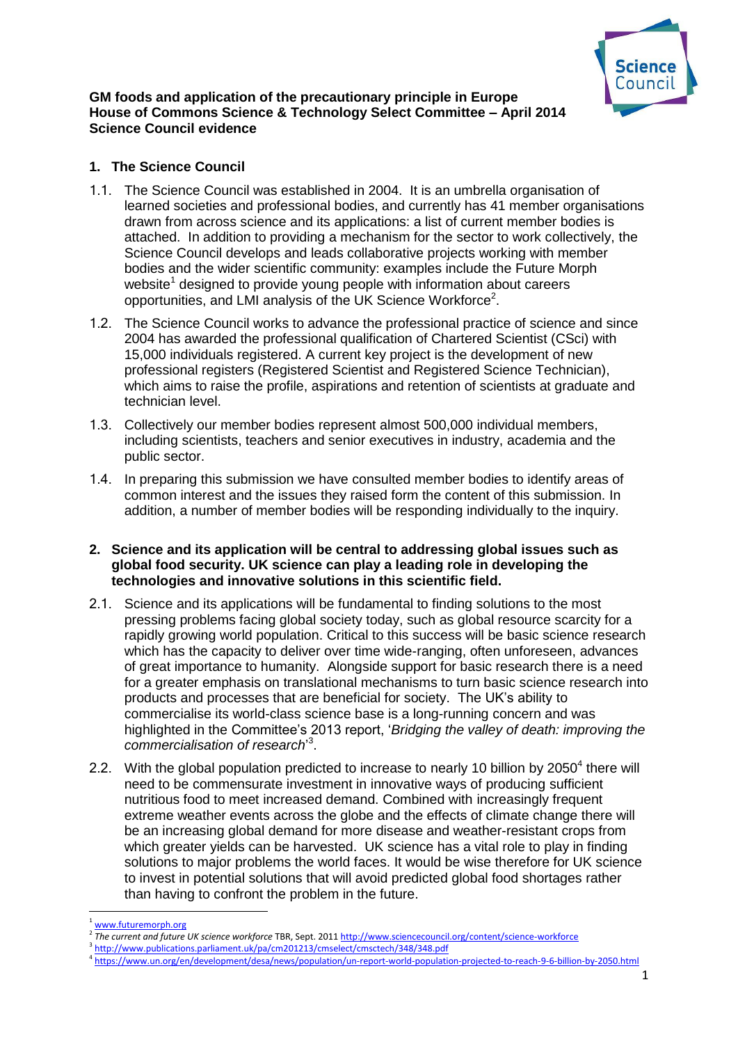**GM foods and application of the precautionary principle in Europe**
**House of Commons Science & Technology Select Committee – April 2014**
**Science Council evidence**

## 1. The Science Council

1.1. The Science Council was established in 2004. It is an umbrella organisation of learned societies and professional bodies, and currently has 41 member organisations drawn from across science and its applications: a list of current member bodies is attached. In addition to providing a mechanism for the sector to work collectively, the Science Council develops and leads collaborative projects working with member bodies and the wider scientific community: examples include the Future Morph website[1] designed to provide young people with information about careers opportunities, and LMI analysis of the UK Science Workforce[2].

1.2. The Science Council works to advance the professional practice of science and since 2004 has awarded the professional qualification of Chartered Scientist (CSci) with 15,000 individuals registered. A current key project is the development of new professional registers (Registered Scientist and Registered Science Technician), which aims to raise the profile, aspirations and retention of scientists at graduate and technician level.

1.3. Collectively our member bodies represent almost 500,000 individual members, including scientists, teachers and senior executives in industry, academia and the public sector.

1.4. In preparing this submission we have consulted member bodies to identify areas of common interest and the issues they raised form the content of this submission. In addition, a number of member bodies will be responding individually to the inquiry.

## 2. Science and its application will be central to addressing global issues such as global food security. UK science can play a leading role in developing the technologies and innovative solutions in this scientific field.

2.1. Science and its applications will be fundamental to finding solutions to the most pressing problems facing global society today, such as global resource scarcity for a rapidly growing world population. Critical to this success will be basic science research which has the capacity to deliver over time wide-ranging, often unforeseen, advances of great importance to humanity. Alongside support for basic research there is a need for a greater emphasis on translational mechanisms to turn basic science research into products and processes that are beneficial for society. The UK's ability to commercialise its world-class science base is a long-running concern and was highlighted in the Committee's 2013 report, '*Bridging the valley of death: improving the commercialisation of research*'[3].

2.2. With the global population predicted to increase to nearly 10 billion by 2050[4] there will need to be commensurate investment in innovative ways of producing sufficient nutritious food to meet increased demand. Combined with increasingly frequent extreme weather events across the globe and the effects of climate change there will be an increasing global demand for more disease and weather-resistant crops from which greater yields can be harvested. UK science has a vital role to play in finding solutions to major problems the world faces. It would be wise therefore for UK science to invest in potential solutions that will avoid predicted global food shortages rather than having to confront the problem in the future.

---

[1] www.futuremorph.org
[2] *The current and future UK science workforce* TBR, Sept. 2011 http://www.sciencecouncil.org/content/science-workforce
[3] http://www.publications.parliament.uk/pa/cm201213/cmselect/cmsctech/348/348.pdf
[4] https://www.un.org/en/development/desa/news/population/un-report-world-population-projected-to-reach-9-6-billion-by-2050.html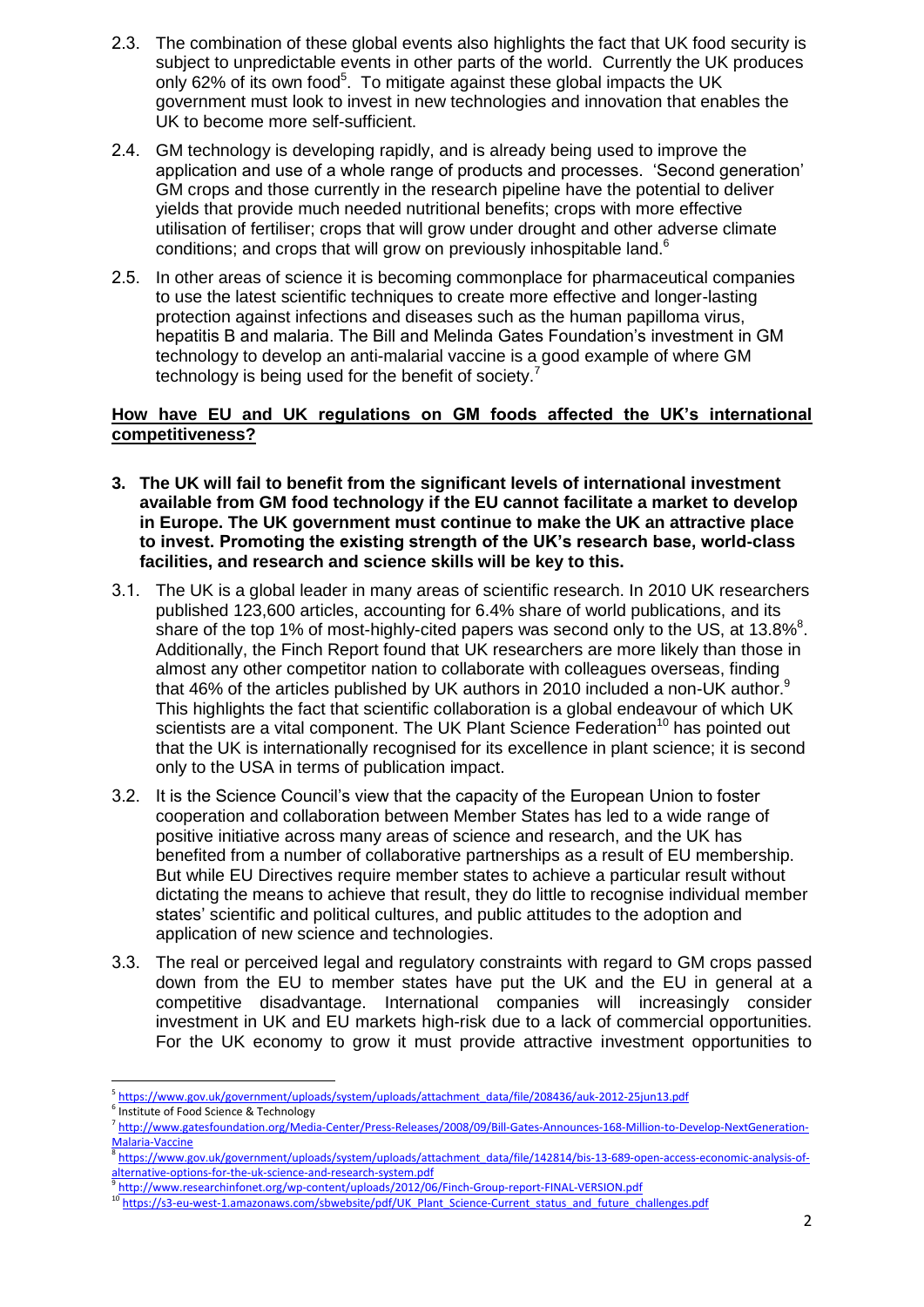2.3. The combination of these global events also highlights the fact that UK food security is subject to unpredictable events in other parts of the world. Currently the UK produces only 62% of its own food[5]. To mitigate against these global impacts the UK government must look to invest in new technologies and innovation that enables the UK to become more self-sufficient.

2.4. GM technology is developing rapidly, and is already being used to improve the application and use of a whole range of products and processes. 'Second generation' GM crops and those currently in the research pipeline have the potential to deliver yields that provide much needed nutritional benefits; crops with more effective utilisation of fertiliser; crops that will grow under drought and other adverse climate conditions; and crops that will grow on previously inhospitable land.[6]

2.5. In other areas of science it is becoming commonplace for pharmaceutical companies to use the latest scientific techniques to create more effective and longer-lasting protection against infections and diseases such as the human papilloma virus, hepatitis B and malaria. The Bill and Melinda Gates Foundation's investment in GM technology to develop an anti-malarial vaccine is a good example of where GM technology is being used for the benefit of society.[7]

## How have EU and UK regulations on GM foods affected the UK's international competitiveness?

**3. The UK will fail to benefit from the significant levels of international investment available from GM food technology if the EU cannot facilitate a market to develop in Europe. The UK government must continue to make the UK an attractive place to invest. Promoting the existing strength of the UK's research base, world-class facilities, and research and science skills will be key to this.**

3.1. The UK is a global leader in many areas of scientific research. In 2010 UK researchers published 123,600 articles, accounting for 6.4% share of world publications, and its share of the top 1% of most-highly-cited papers was second only to the US, at 13.8%[8]. Additionally, the Finch Report found that UK researchers are more likely than those in almost any other competitor nation to collaborate with colleagues overseas, finding that 46% of the articles published by UK authors in 2010 included a non-UK author.[9] This highlights the fact that scientific collaboration is a global endeavour of which UK scientists are a vital component. The UK Plant Science Federation[10] has pointed out that the UK is internationally recognised for its excellence in plant science; it is second only to the USA in terms of publication impact.

3.2. It is the Science Council's view that the capacity of the European Union to foster cooperation and collaboration between Member States has led to a wide range of positive initiative across many areas of science and research, and the UK has benefited from a number of collaborative partnerships as a result of EU membership. But while EU Directives require member states to achieve a particular result without dictating the means to achieve that result, they do little to recognise individual member states' scientific and political cultures, and public attitudes to the adoption and application of new science and technologies.

3.3. The real or perceived legal and regulatory constraints with regard to GM crops passed down from the EU to member states have put the UK and the EU in general at a competitive disadvantage. International companies will increasingly consider investment in UK and EU markets high-risk due to a lack of commercial opportunities. For the UK economy to grow it must provide attractive investment opportunities to

---

[5] https://www.gov.uk/government/uploads/system/uploads/attachment_data/file/208436/auk-2012-25jun13.pdf

[6] Institute of Food Science & Technology

[7] http://www.gatesfoundation.org/Media-Center/Press-Releases/2008/09/Bill-Gates-Announces-168-Million-to-Develop-NextGeneration-Malaria-Vaccine

[8] https://www.gov.uk/government/uploads/system/uploads/attachment_data/file/142814/bis-13-689-open-access-economic-analysis-of-alternative-options-for-the-uk-science-and-research-system.pdf

[9] http://www.researchinfonet.org/wp-content/uploads/2012/06/Finch-Group-report-FINAL-VERSION.pdf

[10] https://s3-eu-west-1.amazonaws.com/sbwebsite/pdf/UK_Plant_Science-Current_status_and_future_challenges.pdf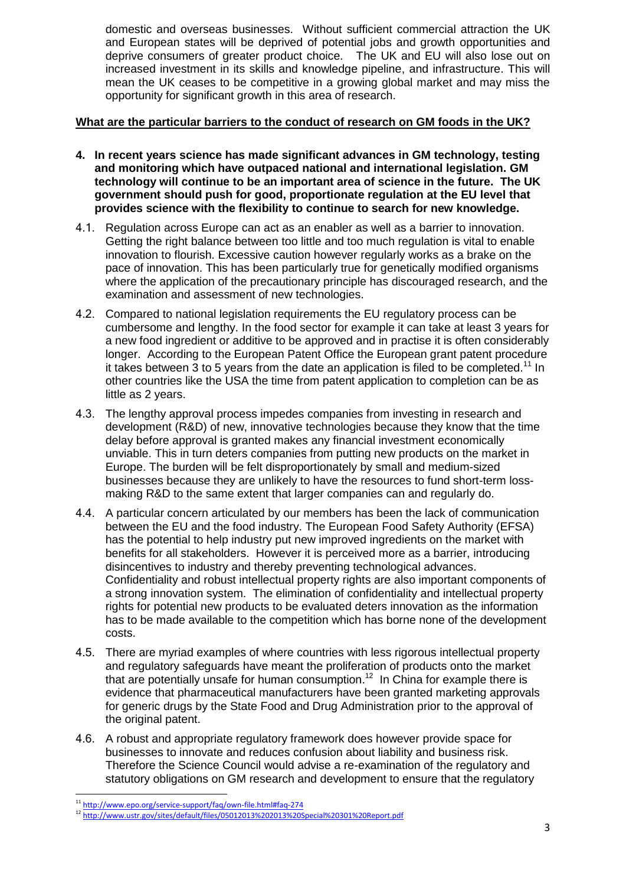domestic and overseas businesses. Without sufficient commercial attraction the UK and European states will be deprived of potential jobs and growth opportunities and deprive consumers of greater product choice. The UK and EU will also lose out on increased investment in its skills and knowledge pipeline, and infrastructure. This will mean the UK ceases to be competitive in a growing global market and may miss the opportunity for significant growth in this area of research.

**What are the particular barriers to the conduct of research on GM foods in the UK?**

**4. In recent years science has made significant advances in GM technology, testing and monitoring which have outpaced national and international legislation. GM technology will continue to be an important area of science in the future. The UK government should push for good, proportionate regulation at the EU level that provides science with the flexibility to continue to search for new knowledge.**

4.1. Regulation across Europe can act as an enabler as well as a barrier to innovation. Getting the right balance between too little and too much regulation is vital to enable innovation to flourish. Excessive caution however regularly works as a brake on the pace of innovation. This has been particularly true for genetically modified organisms where the application of the precautionary principle has discouraged research, and the examination and assessment of new technologies.

4.2. Compared to national legislation requirements the EU regulatory process can be cumbersome and lengthy. In the food sector for example it can take at least 3 years for a new food ingredient or additive to be approved and in practise it is often considerably longer. According to the European Patent Office the European grant patent procedure it takes between 3 to 5 years from the date an application is filed to be completed.[11] In other countries like the USA the time from patent application to completion can be as little as 2 years.

4.3. The lengthy approval process impedes companies from investing in research and development (R&D) of new, innovative technologies because they know that the time delay before approval is granted makes any financial investment economically unviable. This in turn deters companies from putting new products on the market in Europe. The burden will be felt disproportionately by small and medium-sized businesses because they are unlikely to have the resources to fund short-term loss-making R&D to the same extent that larger companies can and regularly do.

4.4. A particular concern articulated by our members has been the lack of communication between the EU and the food industry. The European Food Safety Authority (EFSA) has the potential to help industry put new improved ingredients on the market with benefits for all stakeholders. However it is perceived more as a barrier, introducing disincentives to industry and thereby preventing technological advances. Confidentiality and robust intellectual property rights are also important components of a strong innovation system. The elimination of confidentiality and intellectual property rights for potential new products to be evaluated deters innovation as the information has to be made available to the competition which has borne none of the development costs.

4.5. There are myriad examples of where countries with less rigorous intellectual property and regulatory safeguards have meant the proliferation of products onto the market that are potentially unsafe for human consumption.[12] In China for example there is evidence that pharmaceutical manufacturers have been granted marketing approvals for generic drugs by the State Food and Drug Administration prior to the approval of the original patent.

4.6. A robust and appropriate regulatory framework does however provide space for businesses to innovate and reduces confusion about liability and business risk. Therefore the Science Council would advise a re-examination of the regulatory and statutory obligations on GM research and development to ensure that the regulatory

[11] http://www.epo.org/service-support/faq/own-file.html#faq-274

[12] http://www.ustr.gov/sites/default/files/05012013%202013%20Special%20301%20Report.pdf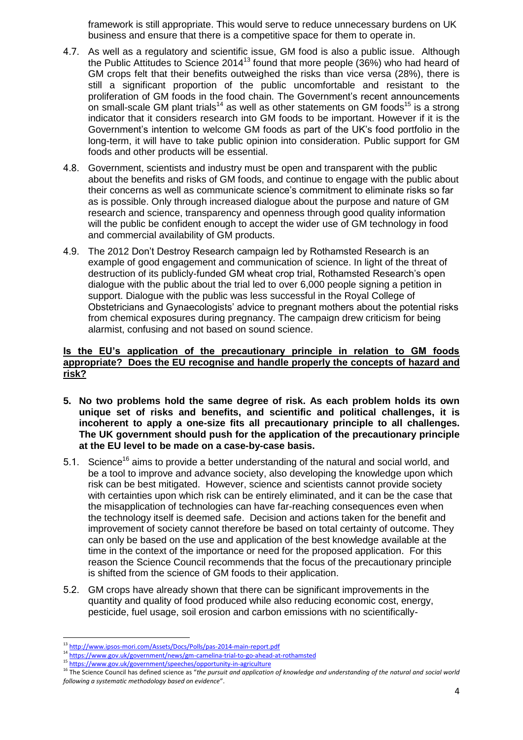framework is still appropriate. This would serve to reduce unnecessary burdens on UK business and ensure that there is a competitive space for them to operate in.

4.7. As well as a regulatory and scientific issue, GM food is also a public issue. Although the Public Attitudes to Science 2014[13] found that more people (36%) who had heard of GM crops felt that their benefits outweighed the risks than vice versa (28%), there is still a significant proportion of the public uncomfortable and resistant to the proliferation of GM foods in the food chain. The Government's recent announcements on small-scale GM plant trials[14] as well as other statements on GM foods[15] is a strong indicator that it considers research into GM foods to be important. However if it is the Government's intention to welcome GM foods as part of the UK's food portfolio in the long-term, it will have to take public opinion into consideration. Public support for GM foods and other products will be essential.

4.8. Government, scientists and industry must be open and transparent with the public about the benefits and risks of GM foods, and continue to engage with the public about their concerns as well as communicate science's commitment to eliminate risks so far as is possible. Only through increased dialogue about the purpose and nature of GM research and science, transparency and openness through good quality information will the public be confident enough to accept the wider use of GM technology in food and commercial availability of GM products.

4.9. The 2012 Don't Destroy Research campaign led by Rothamsted Research is an example of good engagement and communication of science. In light of the threat of destruction of its publicly-funded GM wheat crop trial, Rothamsted Research's open dialogue with the public about the trial led to over 6,000 people signing a petition in support. Dialogue with the public was less successful in the Royal College of Obstetricians and Gynaecologists' advice to pregnant mothers about the potential risks from chemical exposures during pregnancy. The campaign drew criticism for being alarmist, confusing and not based on sound science.

**Is the EU's application of the precautionary principle in relation to GM foods appropriate? Does the EU recognise and handle properly the concepts of hazard and risk?**

**5. No two problems hold the same degree of risk. As each problem holds its own unique set of risks and benefits, and scientific and political challenges, it is incoherent to apply a one-size fits all precautionary principle to all challenges. The UK government should push for the application of the precautionary principle at the EU level to be made on a case-by-case basis.**

5.1. Science[16] aims to provide a better understanding of the natural and social world, and be a tool to improve and advance society, also developing the knowledge upon which risk can be best mitigated. However, science and scientists cannot provide society with certainties upon which risk can be entirely eliminated, and it can be the case that the misapplication of technologies can have far-reaching consequences even when the technology itself is deemed safe. Decision and actions taken for the benefit and improvement of society cannot therefore be based on total certainty of outcome. They can only be based on the use and application of the best knowledge available at the time in the context of the importance or need for the proposed application. For this reason the Science Council recommends that the focus of the precautionary principle is shifted from the science of GM foods to their application.

5.2. GM crops have already shown that there can be significant improvements in the quantity and quality of food produced while also reducing economic cost, energy, pesticide, fuel usage, soil erosion and carbon emissions with no scientifically-

---

[13] http://www.ipsos-mori.com/Assets/Docs/Polls/pas-2014-main-report.pdf

[14] https://www.gov.uk/government/news/gm-camelina-trial-to-go-ahead-at-rothamsted

[15] https://www.gov.uk/government/speeches/opportunity-in-agriculture

[16] The Science Council has defined science as "*the pursuit and application of knowledge and understanding of the natural and social world following a systematic methodology based on evidence*".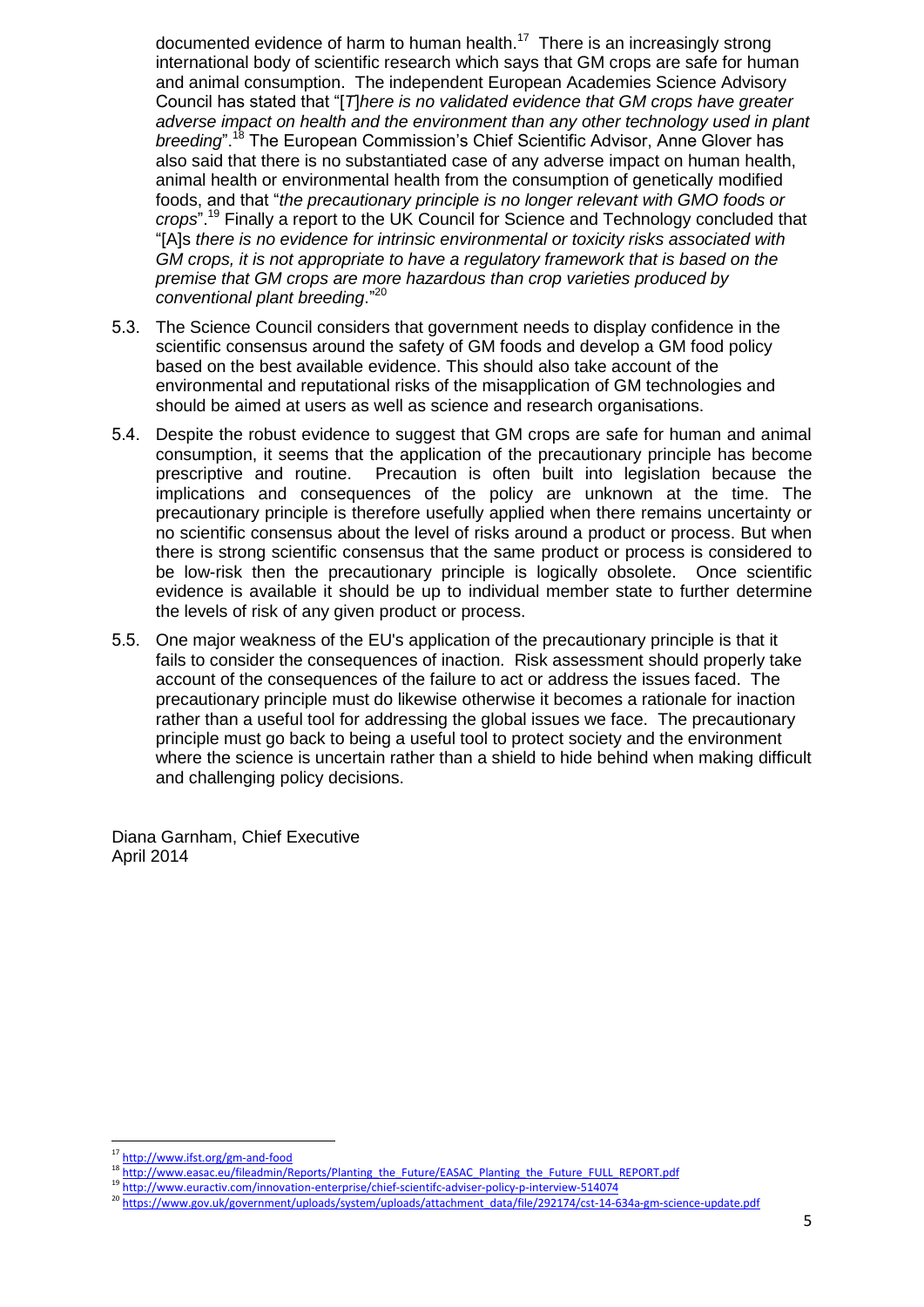documented evidence of harm to human health.[17] There is an increasingly strong international body of scientific research which says that GM crops are safe for human and animal consumption. The independent European Academies Science Advisory Council has stated that "[*T*]*here is no validated evidence that GM crops have greater adverse impact on health and the environment than any other technology used in plant breeding*".[18] The European Commission's Chief Scientific Advisor, Anne Glover has also said that there is no substantiated case of any adverse impact on human health, animal health or environmental health from the consumption of genetically modified foods, and that "*the precautionary principle is no longer relevant with GMO foods or crops*".[19] Finally a report to the UK Council for Science and Technology concluded that "[A]*s there is no evidence for intrinsic environmental or toxicity risks associated with GM crops, it is not appropriate to have a regulatory framework that is based on the premise that GM crops are more hazardous than crop varieties produced by conventional plant breeding*."[20]

5.3. The Science Council considers that government needs to display confidence in the scientific consensus around the safety of GM foods and develop a GM food policy based on the best available evidence. This should also take account of the environmental and reputational risks of the misapplication of GM technologies and should be aimed at users as well as science and research organisations.

5.4. Despite the robust evidence to suggest that GM crops are safe for human and animal consumption, it seems that the application of the precautionary principle has become prescriptive and routine. Precaution is often built into legislation because the implications and consequences of the policy are unknown at the time. The precautionary principle is therefore usefully applied when there remains uncertainty or no scientific consensus about the level of risks around a product or process. But when there is strong scientific consensus that the same product or process is considered to be low-risk then the precautionary principle is logically obsolete. Once scientific evidence is available it should be up to individual member state to further determine the levels of risk of any given product or process.

5.5. One major weakness of the EU's application of the precautionary principle is that it fails to consider the consequences of inaction. Risk assessment should properly take account of the consequences of the failure to act or address the issues faced. The precautionary principle must do likewise otherwise it becomes a rationale for inaction rather than a useful tool for addressing the global issues we face. The precautionary principle must go back to being a useful tool to protect society and the environment where the science is uncertain rather than a shield to hide behind when making difficult and challenging policy decisions.

Diana Garnham, Chief Executive
April 2014

---

[17] http://www.ifst.org/gm-and-food

[18] http://www.easac.eu/fileadmin/Reports/Planting_the_Future/EASAC_Planting_the_Future_FULL_REPORT.pdf

[19] http://www.euractiv.com/innovation-enterprise/chief-scientifc-adviser-policy-p-interview-514074

[20] https://www.gov.uk/government/uploads/system/uploads/attachment_data/file/292174/cst-14-634a-gm-science-update.pdf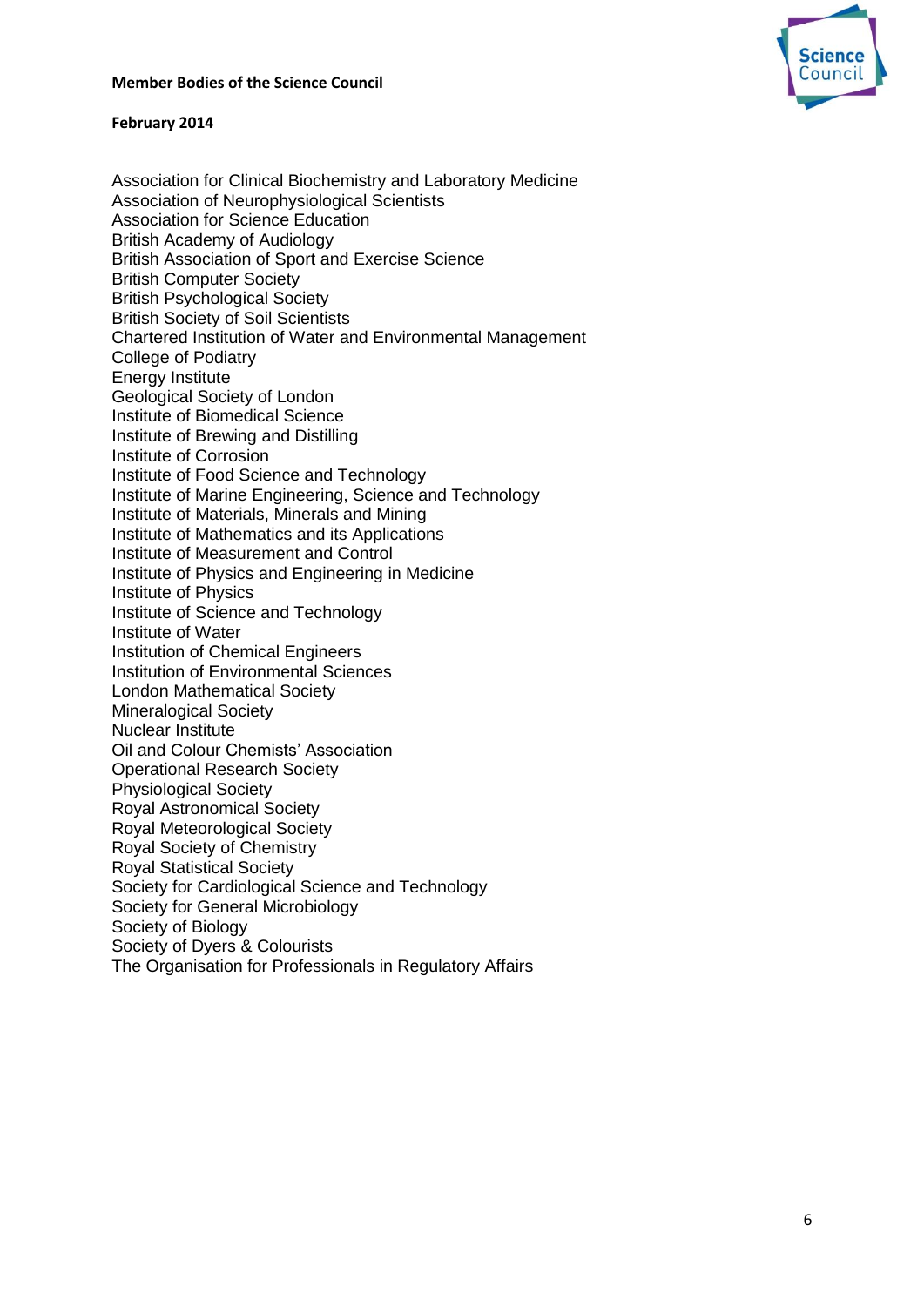**Member Bodies of the Science Council**

**February 2014**

Association for Clinical Biochemistry and Laboratory Medicine
Association of Neurophysiological Scientists
Association for Science Education
British Academy of Audiology
British Association of Sport and Exercise Science
British Computer Society
British Psychological Society
British Society of Soil Scientists
Chartered Institution of Water and Environmental Management
College of Podiatry
Energy Institute
Geological Society of London
Institute of Biomedical Science
Institute of Brewing and Distilling
Institute of Corrosion
Institute of Food Science and Technology
Institute of Marine Engineering, Science and Technology
Institute of Materials, Minerals and Mining
Institute of Mathematics and its Applications
Institute of Measurement and Control
Institute of Physics and Engineering in Medicine
Institute of Physics
Institute of Science and Technology
Institute of Water
Institution of Chemical Engineers
Institution of Environmental Sciences
London Mathematical Society
Mineralogical Society
Nuclear Institute
Oil and Colour Chemists' Association
Operational Research Society
Physiological Society
Royal Astronomical Society
Royal Meteorological Society
Royal Society of Chemistry
Royal Statistical Society
Society for Cardiological Science and Technology
Society for General Microbiology
Society of Biology
Society of Dyers & Colourists
The Organisation for Professionals in Regulatory Affairs